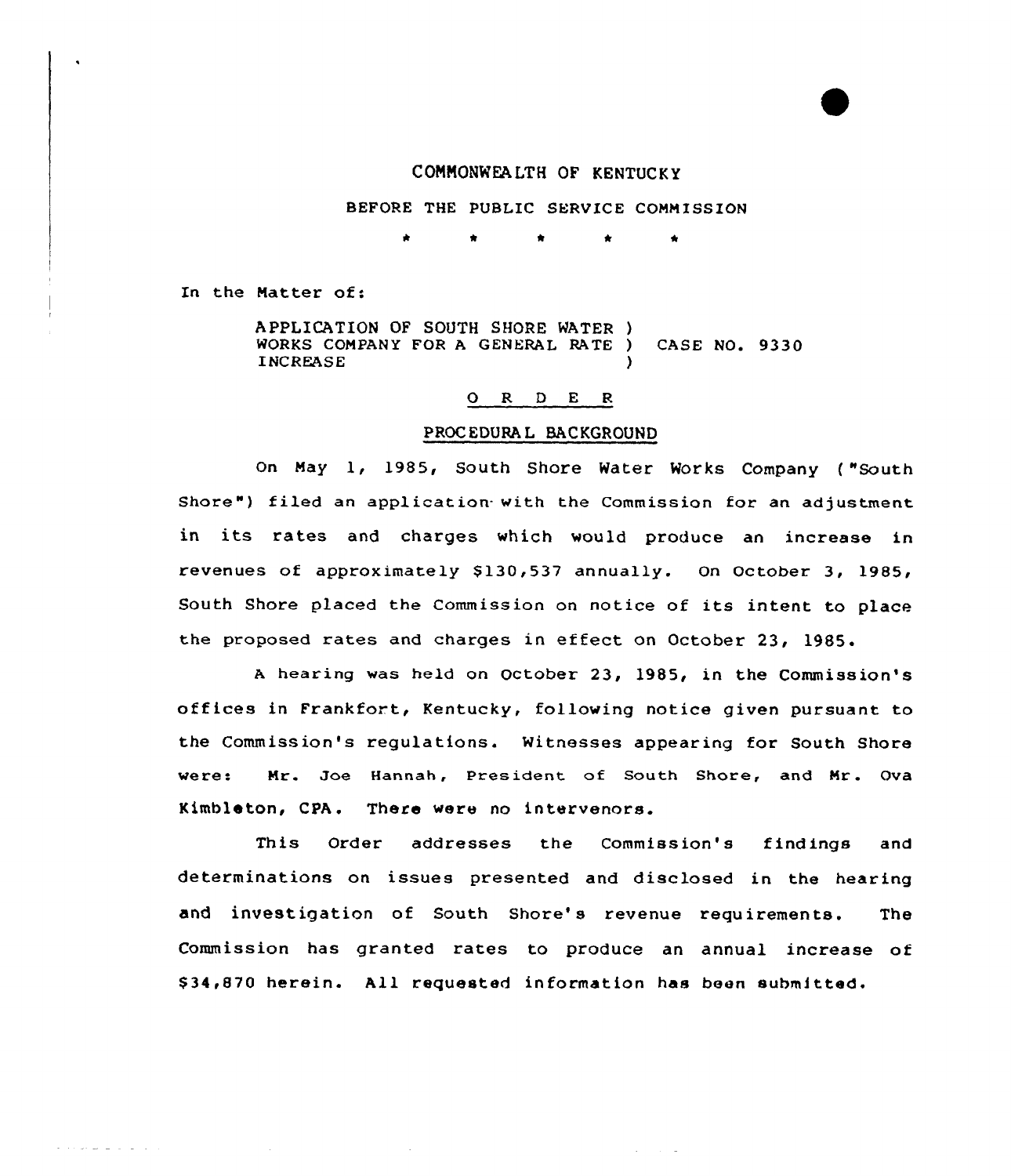COMMONWEALTH OF KENTUCKY

BEFORE THE PUBLIC SERVICE COMMISSION

\* \* \* \* \*

In the Matter of:

APPLICATION OF SOUTH SHORE WATER WORKS COMPANY FOR A GENERAL RATE INCREASE ) CASE NO. 9330

## O R D E R

### PROCEDURAL BACKGROUND

On May 1, 1985, South Shore Water Works Company ("South Shore") filed an application with the Commission for an adjustment in its rates and charges which would produce an increase in revenues of approximately $130,537 annually. On October 3, 1985, South Shore placed the Commission on notice of its intent to place the proposed rates and charges in effect on October 23, 1985.

A hearing was held on October 23, 1985, in the Commission's offices in Frankfort, Kentucky, following notice given pursuant to the Commission's regulations. Witnesses appearing for South Shore were: Mr. Joe Hannah, President of South Shore, and Mr. Ova Kimbleton, CPA. There were no intervenors.

This Order addresses the Commission's findings and determinations on issues presented and disclosed in the hearing and investigation of South Shore's revenue requirements. The Commission has granted rates to produce an annual increase of $34,870 herein. All requested information has been submitted.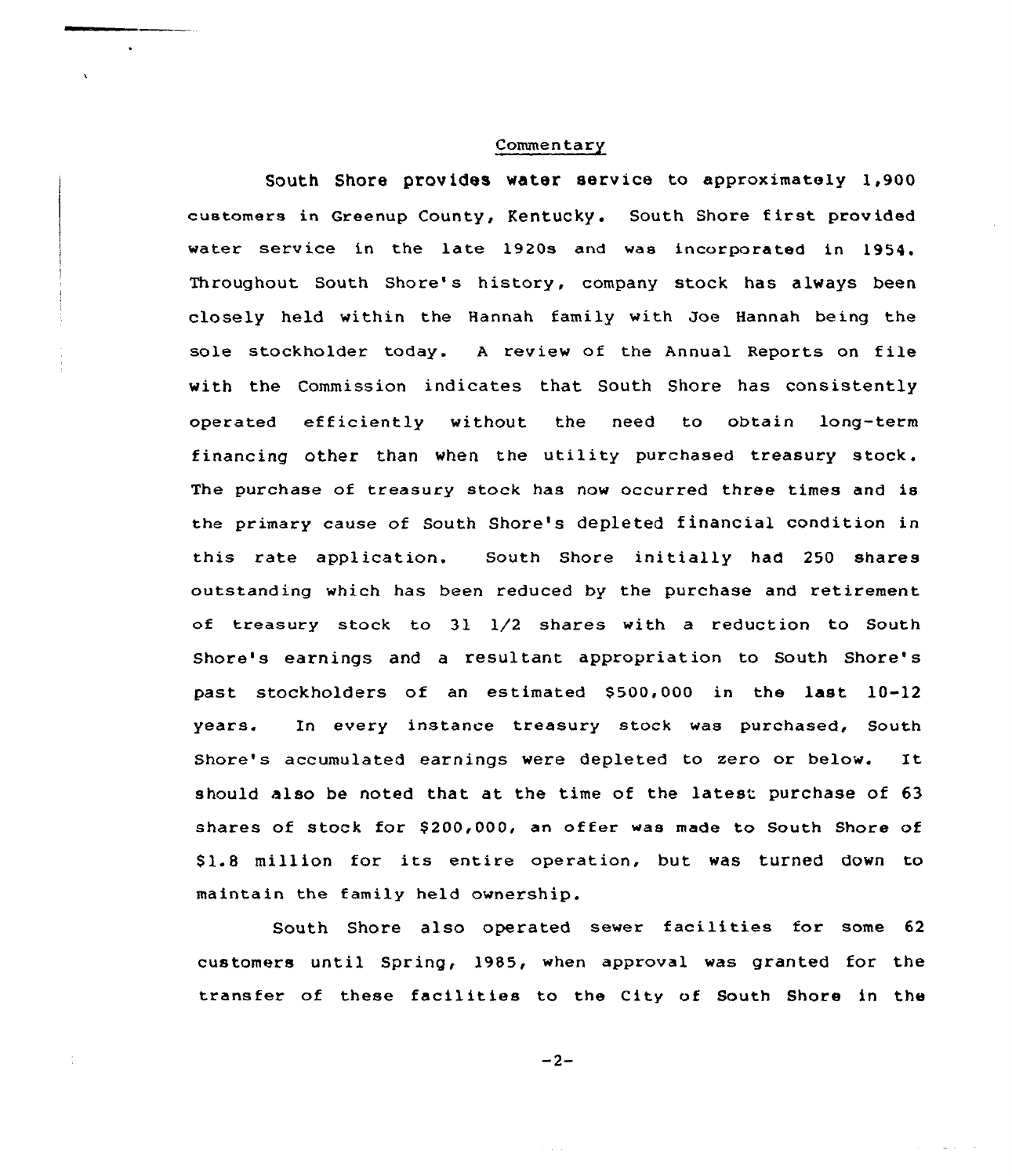## Commentary

South Shore provides water service to approximately 1,900 customers in Greenup County, Kentucky. South Shore first provided water service in the late 1920s and was incorporated in 1954. Throughout South Shore's history, company stock has always been closely held within the Hannah family with Joe Hannah being the sole stockholder today. A review of the Annual Reports on file with the Commission indicates that South Shore has consistently operated efficiently without the need to obtain long-term financing other than when the utility purchased treasury stock. The purchase of treasury stock has now occurred three times and is the primary cause of South Shore's depleted financial condition in this rate application. South Shore initially had 250 shares outstanding which has been reduced by the purchase and retirement of treasury stock to 31 1/2 shares with a reduction to South Shore's earnings and a resultant appropriation to South Shore's past stockholders of an estimated $500,000 in the last 10-12 years. In every instance treasury stock was purchased, South Shore's accumulated earnings were depleted to zero or below. It should also be noted that at the time of the latest purchase of 63 shares of stock for $200,000, an offer was made to South Shore of $1.8 million for its entire operation, but was turned down to maintain the family held ownership.

South Shore also operated sewer facilities for some 62 customers until Spring, 1985, when approval was granted for the transfer of these facilities to the City of South Shore in the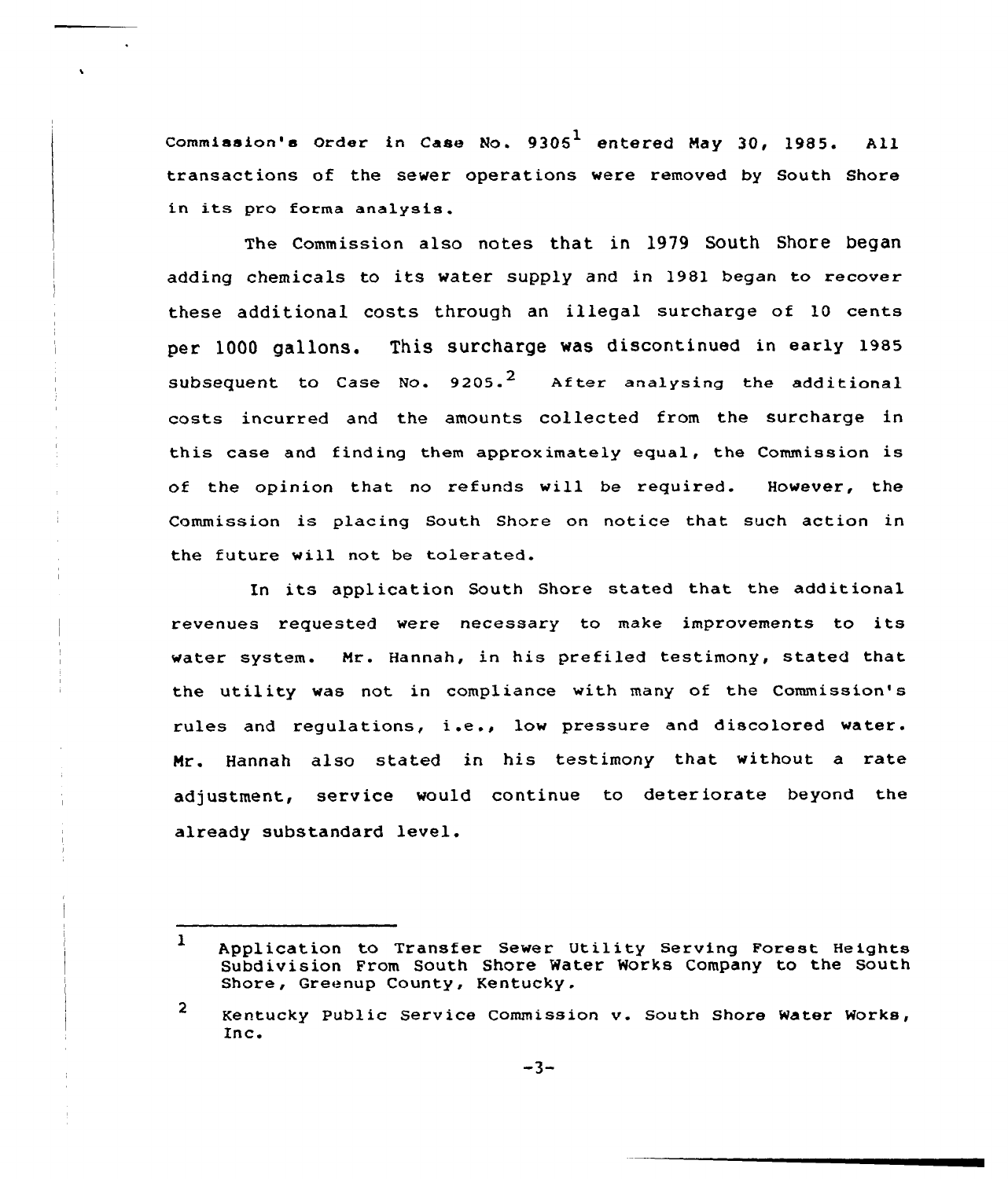Commission's Order in Case No. 9305[1] entered May 30, 1985. All transactions of the sewer operations were removed by South Shore in its pro forma analysis.

The Commission also notes that in 1979 South Shore began adding chemicals to its water supply and in 1981 began to recover these additional costs through an illegal surcharge of 10 cents per 1000 gallons. This surcharge was discontinued in early 1985 subsequent to Case No. 9205.[2] After analysing the additional costs incurred and the amounts collected from the surcharge in this case and finding them approximately equal, the Commission is of the opinion that no refunds will be required. However, the Commission is placing South Shore on notice that such action in the future will not be tolerated.

In its application South Shore stated that the additional revenues requested were necessary to make improvements to its water system. Mr. Hannah, in his prefiled testimony, stated that the utility was not in compliance with many of the Commission's rules and regulations, i.e., low pressure and discolored water. Mr. Hannah also stated in his testimony that without a rate adjustment, service would continue to deteriorate beyond the already substandard level.

---

1 Application to Transfer Sewer Utility Serving Forest Heights Subdivision From South Shore Water Works Company to the South Shore, Greenup County, Kentucky.

2 Kentucky Public Service Commission v. South Shore Water Works, Inc.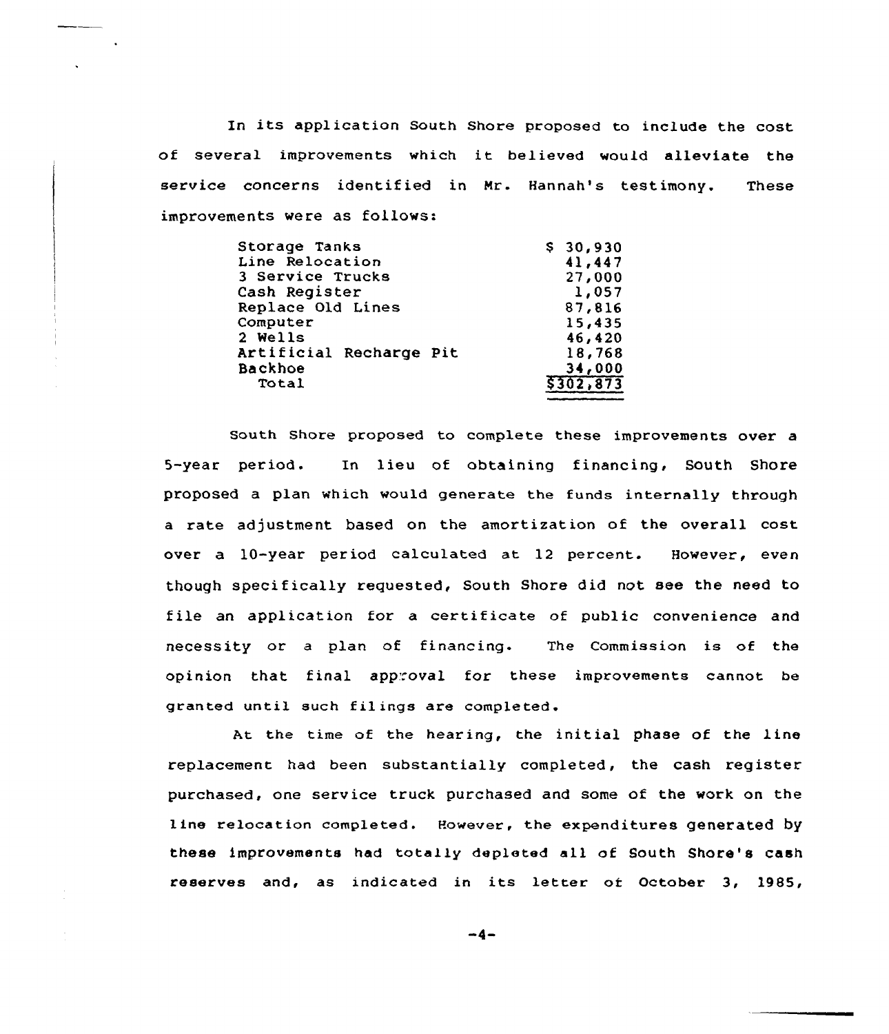In its application South Shore proposed to include the cost of several improvements which it believed would alleviate the service concerns identified in Mr. Hannah's testimony. These improvements were as follows:

| | |
|---|---|
| Storage Tanks | $ 30,930 |
| Line Relocation | 41,447 |
| 3 Service Trucks | 27,000 |
| Cash Register | 1,057 |
| Replace Old Lines | 87,816 |
| Computer | 15,435 |
| 2 Wells | 46,420 |
| Artificial Recharge Pit | 18,768 |
| Backhoe | 34,000 |
| Total | $302,873 |

South Shore proposed to complete these improvements over a 5-year period. In lieu of obtaining financing, South Shore proposed a plan which would generate the funds internally through a rate adjustment based on the amortization of the overall cost over a 10-year period calculated at 12 percent. However, even though specifically requested, South Shore did not see the need to file an application for a certificate of public convenience and necessity or a plan of financing. The Commission is of the opinion that final approval for these improvements cannot be granted until such filings are completed.

At the time of the hearing, the initial phase of the line replacement had been substantially completed, the cash register purchased, one service truck purchased and some of the work on the line relocation completed. However, the expenditures generated by these improvements had totally depleted all of South Shore's cash reserves and, as indicated in its letter of October 3, 1985,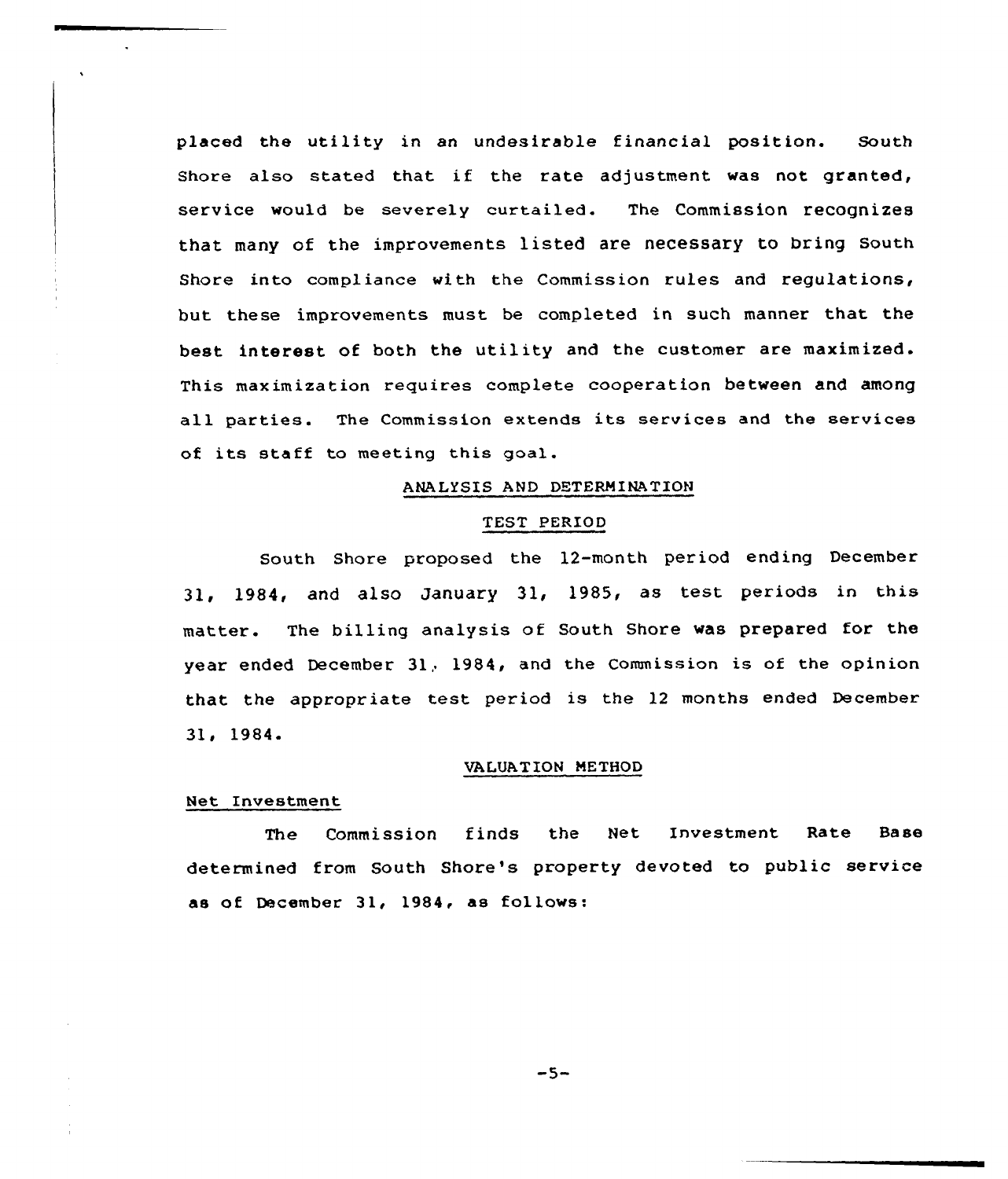placed the utility in an undesirable financial position. South Shore also stated that if the rate adjustment was not granted, service would be severely curtailed. The Commission recognizes that many of the improvements listed are necessary to bring South Shore into compliance with the Commission rules and regulations, but these improvements must be completed in such manner that the best interest of both the utility and the customer are maximized. This maximization requires complete cooperation between and among all parties. The Commission extends its services and the services of its staff to meeting this goal.

## ANALYSIS AND DETERMINATION

### TEST PERIOD

South Shore proposed the 12-month period ending December 31, 1984, and also January 31, 1985, as test periods in this matter. The billing analysis of South Shore was prepared for the year ended December 31, 1984, and the Commission is of the opinion that the appropriate test period is the 12 months ended December 31, 1984.

### VALUATION METHOD

#### Net Investment

The Commission finds the Net Investment Rate Base determined from South Shore's property devoted to public service as of December 31, 1984, as follows: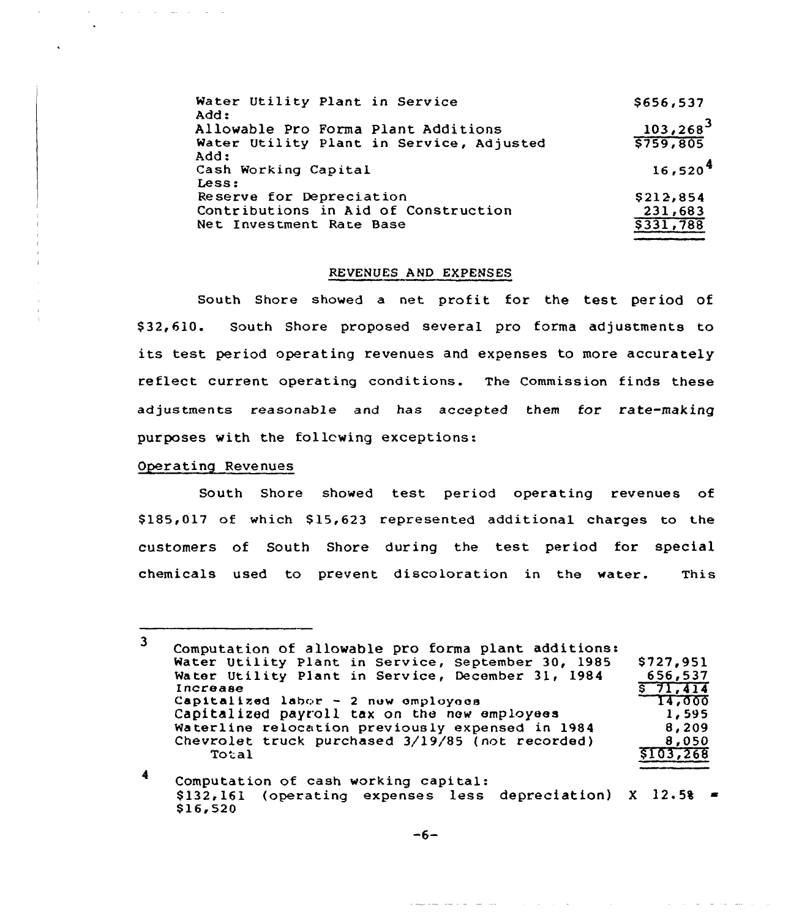| | |
|---|---|
| Water Utility Plant in Service | $656,537 |
| Add: | |
| Allowable Pro Forma Plant Additions | 103,268[3] |
| Water Utility Plant in Service, Adjusted | $759,805 |
| Add: | |
| Cash Working Capital | 16,520[4] |
| Less: | |
| Reserve for Depreciation | $212,854 |
| Contributions in Aid of Construction | 231,683 |
| Net Investment Rate Base | $331,788 |

## REVENUES AND EXPENSES

South Shore showed a net profit for the test period of $32,610. South Shore proposed several pro forma adjustments to its test period operating revenues and expenses to more accurately reflect current operating conditions. The Commission finds these adjustments reasonable and has accepted them for rate-making purposes with the following exceptions:

### Operating Revenues

South Shore showed test period operating revenues of $185,017 of which $15,623 represented additional charges to the customers of South Shore during the test period for special chemicals used to prevent discoloration in the water. This

---

[3] Computation of allowable pro forma plant additions:

| | |
|---|---|
| Water Utility Plant in Service, September 30, 1985 | $727,951 |
| Water Utility Plant in Service, December 31, 1984 | 656,537 |
| Increase | $ 71,414 |
| Capitalized labor - 2 new employees | 14,000 |
| Capitalized payroll tax on the new employees | 1,595 |
| Waterline relocation previously expensed in 1984 | 8,209 |
| Chevrolet truck purchased 3/19/85 (not recorded) | 8,050 |
| Total | $103,268 |

[4] Computation of cash working capital:
$132,161 (operating expenses less depreciation) X 12.5% = $16,520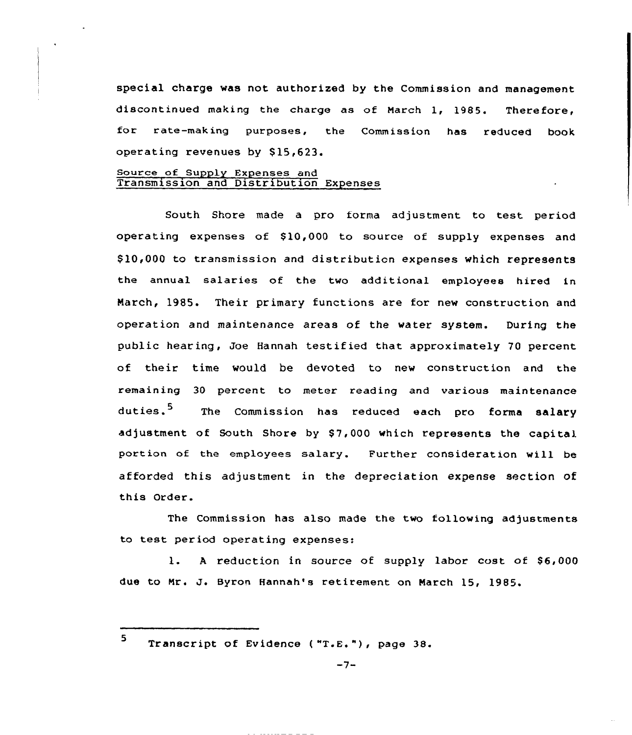special charge was not authorized by the Commission and management discontinued making the charge as of March 1, 1985. Therefore, for rate-making purposes, the Commission has reduced book operating revenues by $15,623.

Source of Supply Expenses and Transmission and Distribution Expenses

South Shore made a pro forma adjustment to test period operating expenses of $10,000 to source of supply expenses and $10,000 to transmission and distribution expenses which represents the annual salaries of the two additional employees hired in March, 1985. Their primary functions are for new construction and operation and maintenance areas of the water system. During the public hearing, Joe Hannah testified that approximately 70 percent of their time would be devoted to new construction and the remaining 30 percent to meter reading and various maintenance duties.[5] The Commission has reduced each pro forma salary adjustment of South Shore by $7,000 which represents the capital portion of the employees salary. Further consideration will be afforded this adjustment in the depreciation expense section of this Order.

The Commission has also made the two following adjustments to test period operating expenses:

1. A reduction in source of supply labor cost of $6,000 due to Mr. J. Byron Hannah's retirement on March 15, 1985.

---

[5] Transcript of Evidence ("T.E."), page 38.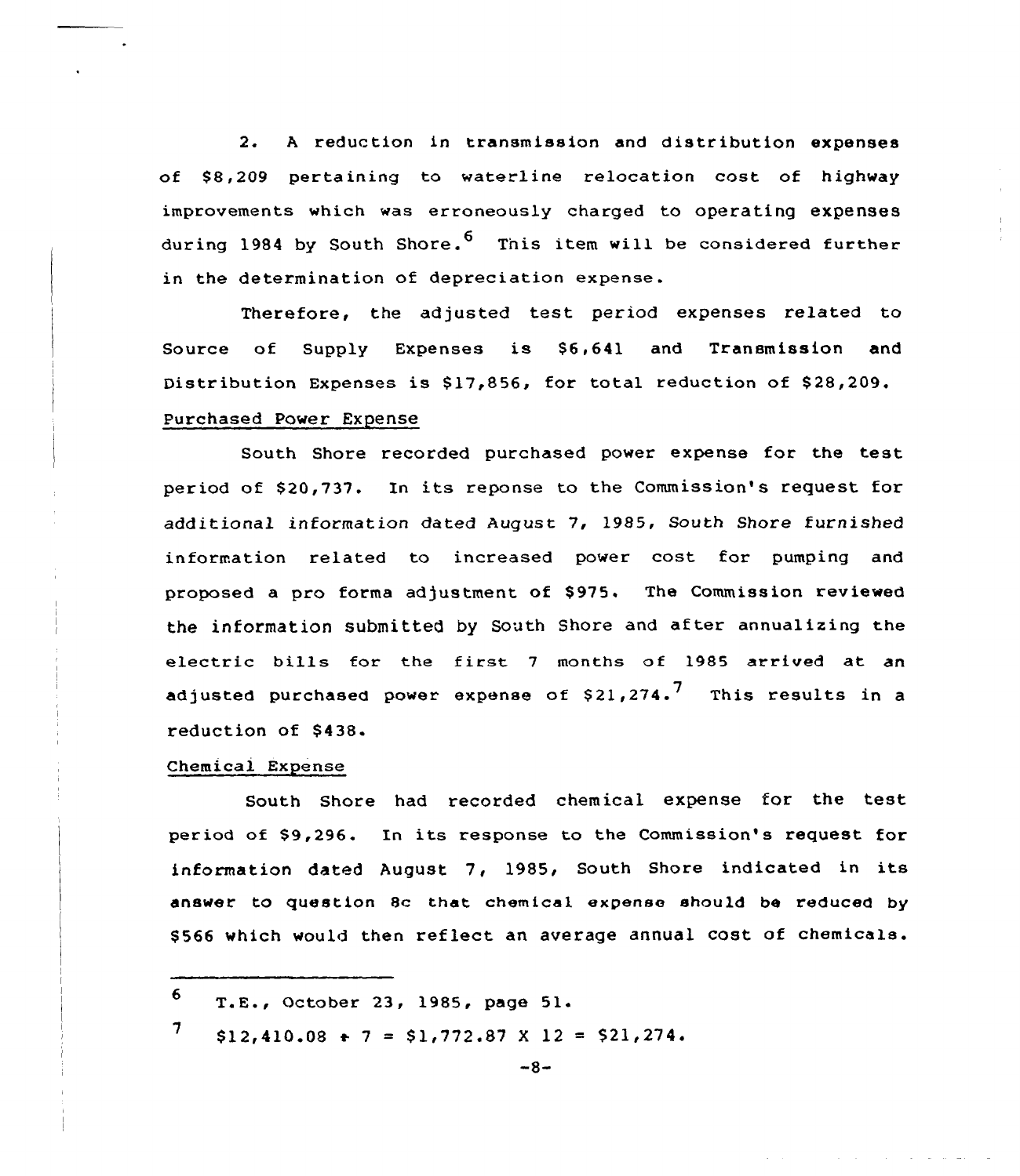2. A reduction in transmission and distribution expenses of $8,209 pertaining to waterline relocation cost of highway improvements which was erroneously charged to operating expenses during 1984 by South Shore.[6] This item will be considered further in the determination of depreciation expense.

Therefore, the adjusted test period expenses related to Source of Supply Expenses is $6,641 and Transmission and Distribution Expenses is $17,856, for total reduction of $28,209.

Purchased Power Expense

South Shore recorded purchased power expense for the test period of $20,737. In its reponse to the Commission's request for additional information dated August 7, 1985, South Shore furnished information related to increased power cost for pumping and proposed a pro forma adjustment of $975. The Commission reviewed the information submitted by South Shore and after annualizing the electric bills for the first 7 months of 1985 arrived at an adjusted purchased power expense of $21,274.[7] This results in a reduction of $438.

Chemical Expense

South Shore had recorded chemical expense for the test period of $9,296. In its response to the Commission's request for information dated August 7, 1985, South Shore indicated in its answer to question 8c that chemical expense should be reduced by $566 which would then reflect an average annual cost of chemicals.

---

6 T.E., October 23, 1985, page 51.

7 $12,410.08 ÷ 7 = $1,772.87 X 12 = $21,274.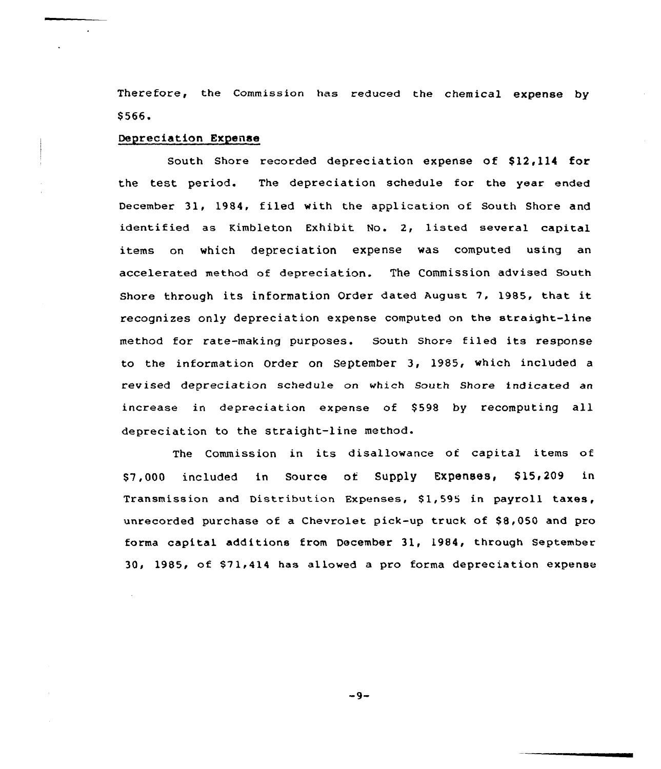Therefore, the Commission has reduced the chemical expense by $566.

Depreciation Expense

South Shore recorded depreciation expense of $12,114 for the test period. The depreciation schedule for the year ended December 31, 1984, filed with the application of South Shore and identified as Kimbleton Exhibit No. 2, listed several capital items on which depreciation expense was computed using an accelerated method of depreciation. The Commission advised South Shore through its information Order dated August 7, 1985, that it recognizes only depreciation expense computed on the straight-line method for rate-making purposes. South Shore filed its response to the information Order on September 3, 1985, which included a revised depreciation schedule on which South Shore indicated an increase in depreciation expense of $598 by recomputing all depreciation to the straight-line method.

The Commission in its disallowance of capital items of $7,000 included in Source of Supply Expenses, $15,209 in Transmission and Distribution Expenses, $1,595 in payroll taxes, unrecorded purchase of a Chevrolet pick-up truck of $8,050 and pro forma capital additions from December 31, 1984, through September 30, 1985, of $71,414 has allowed a pro forma depreciation expense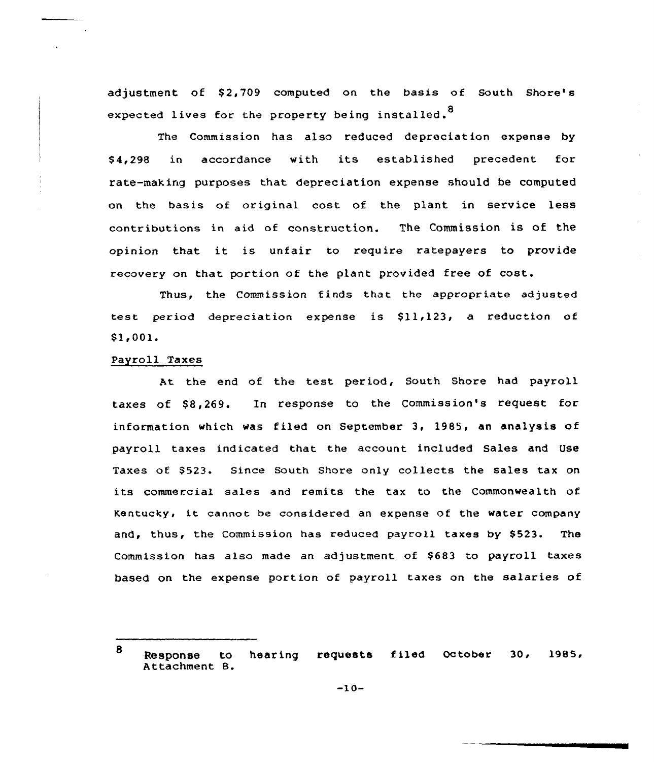adjustment of $2,709 computed on the basis of South Shore's expected lives for the property being installed.[8]

The Commission has also reduced depreciation expense by $4,298 in accordance with its established precedent for rate-making purposes that depreciation expense should be computed on the basis of original cost of the plant in service less contributions in aid of construction. The Commission is of the opinion that it is unfair to require ratepayers to provide recovery on that portion of the plant provided free of cost.

Thus, the Commission finds that the appropriate adjusted test period depreciation expense is $11,123, a reduction of $1,001.

Payroll Taxes

At the end of the test period, South Shore had payroll taxes of $8,269. In response to the Commission's request for information which was filed on September 3, 1985, an analysis of payroll taxes indicated that the account included Sales and Use Taxes of $523. Since South Shore only collects the sales tax on its commercial sales and remits the tax to the Commonwealth of Kentucky, it cannot be considered an expense of the water company and, thus, the Commission has reduced payroll taxes by $523. The Commission has also made an adjustment of $683 to payroll taxes based on the expense portion of payroll taxes on the salaries of

---

[8] Response to hearing requests filed October 30, 1985, Attachment B.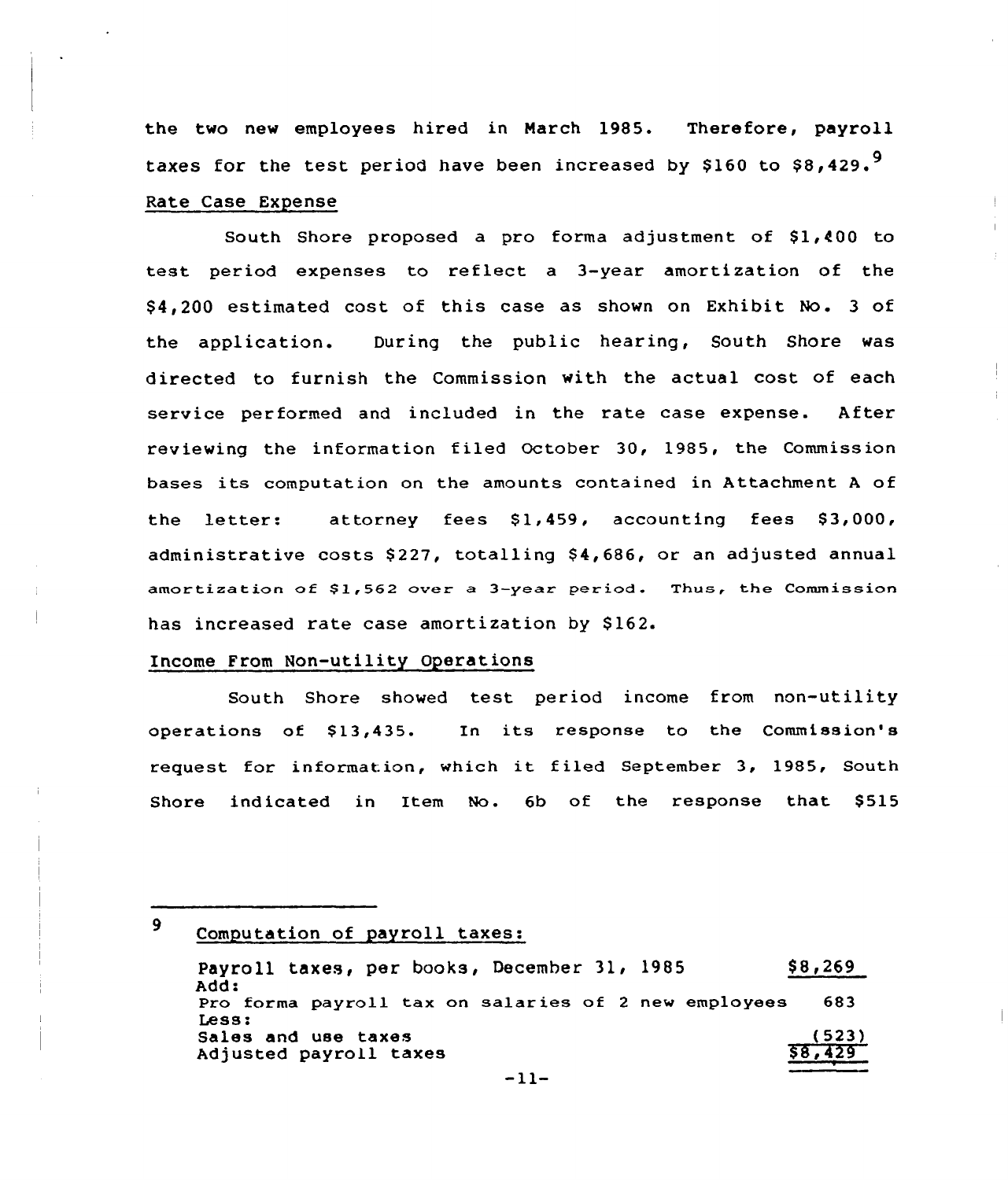the two new employees hired in March 1985. Therefore, payroll taxes for the test period have been increased by $160 to $8,429.[9]

Rate Case Expense

South Shore proposed a pro forma adjustment of $1,400 to test period expenses to reflect a 3-year amortization of the $4,200 estimated cost of this case as shown on Exhibit No. 3 of the application. During the public hearing, South Shore was directed to furnish the Commission with the actual cost of each service performed and included in the rate case expense. After reviewing the information filed October 30, 1985, the Commission bases its computation on the amounts contained in Attachment A of the letter: attorney fees $1,459, accounting fees $3,000, administrative costs $227, totalling $4,686, or an adjusted annual amortization of $1,562 over a 3-year period. Thus, the Commission has increased rate case amortization by $162.

Income From Non-utility Operations

South Shore showed test period income from non-utility operations of $13,435. In its response to the Commission's request for information, which it filed September 3, 1985, South Shore indicated in Item No. 6b of the response that $515

---

[9] Computation of payroll taxes:

| | |
|---|---|
| Payroll taxes, per books, December 31, 1985 | $8,269 |
| Add: | |
| Pro forma payroll tax on salaries of 2 new employees | 683 |
| Less: | |
| Sales and use taxes | (523) |
| Adjusted payroll taxes | $8,429 |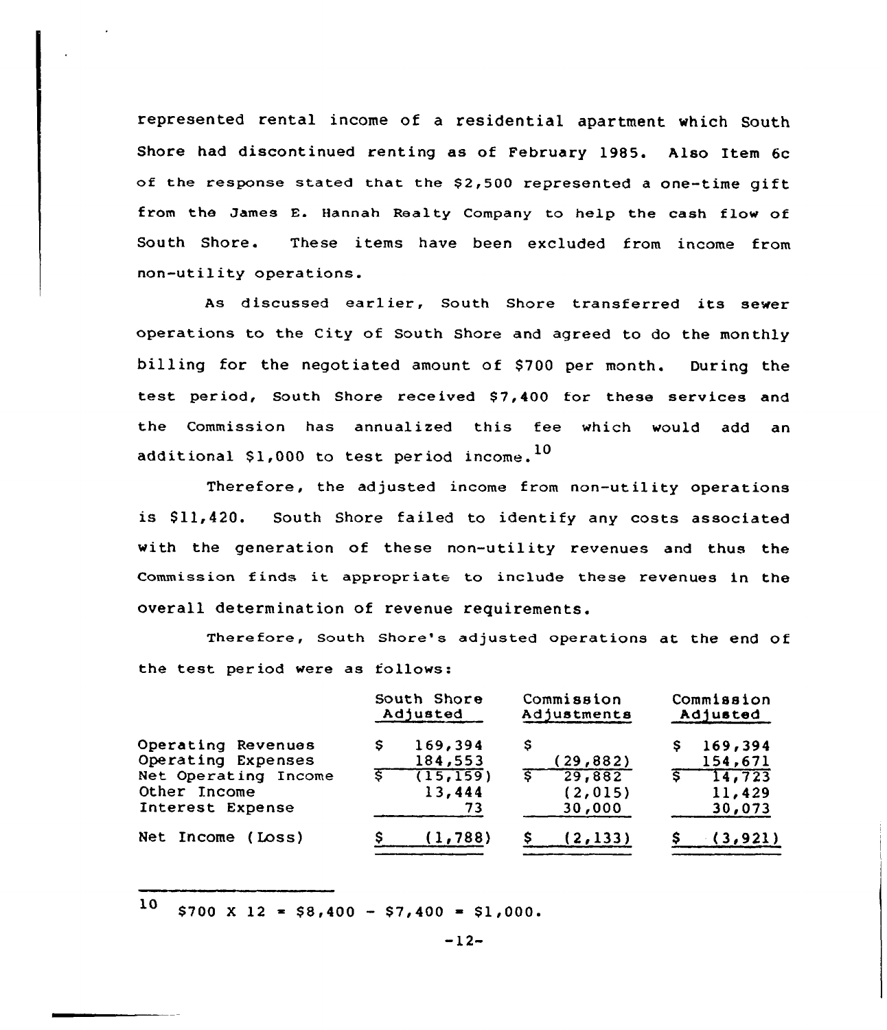represented rental income of a residential apartment which South Shore had discontinued renting as of February 1985. Also Item 6c of the response stated that the $2,500 represented a one-time gift from the James E. Hannah Realty Company to help the cash flow of South Shore. These items have been excluded from income from non-utility operations.

As discussed earlier, South Shore transferred its sewer operations to the City of South Shore and agreed to do the monthly billing for the negotiated amount of $700 per month. During the test period, South Shore received $7,400 for these services and the Commission has annualized this fee which would add an additional $1,000 to test period income.[10]

Therefore, the adjusted income from non-utility operations is $11,420. South Shore failed to identify any costs associated with the generation of these non-utility revenues and thus the Commission finds it appropriate to include these revenues in the overall determination of revenue requirements.

Therefore, South Shore's adjusted operations at the end of the test period were as follows:

| | South Shore Adjusted | Commission Adjustments | Commission Adjusted |
|---|---|---|---|
| Operating Revenues | $ 169,394 | $ | $ 169,394 |
| Operating Expenses | 184,553 | (29,882) | 154,671 |
| Net Operating Income | $ (15,159) | $ 29,882 | $ 14,723 |
| Other Income | 13,444 | (2,015) | 11,429 |
| Interest Expense | 73 | 30,000 | 30,073 |
| Net Income (Loss) | $ (1,788) | $ (2,133) | $ (3,921) |

---

[10] $700 X 12 = $8,400 - $7,400 = $1,000.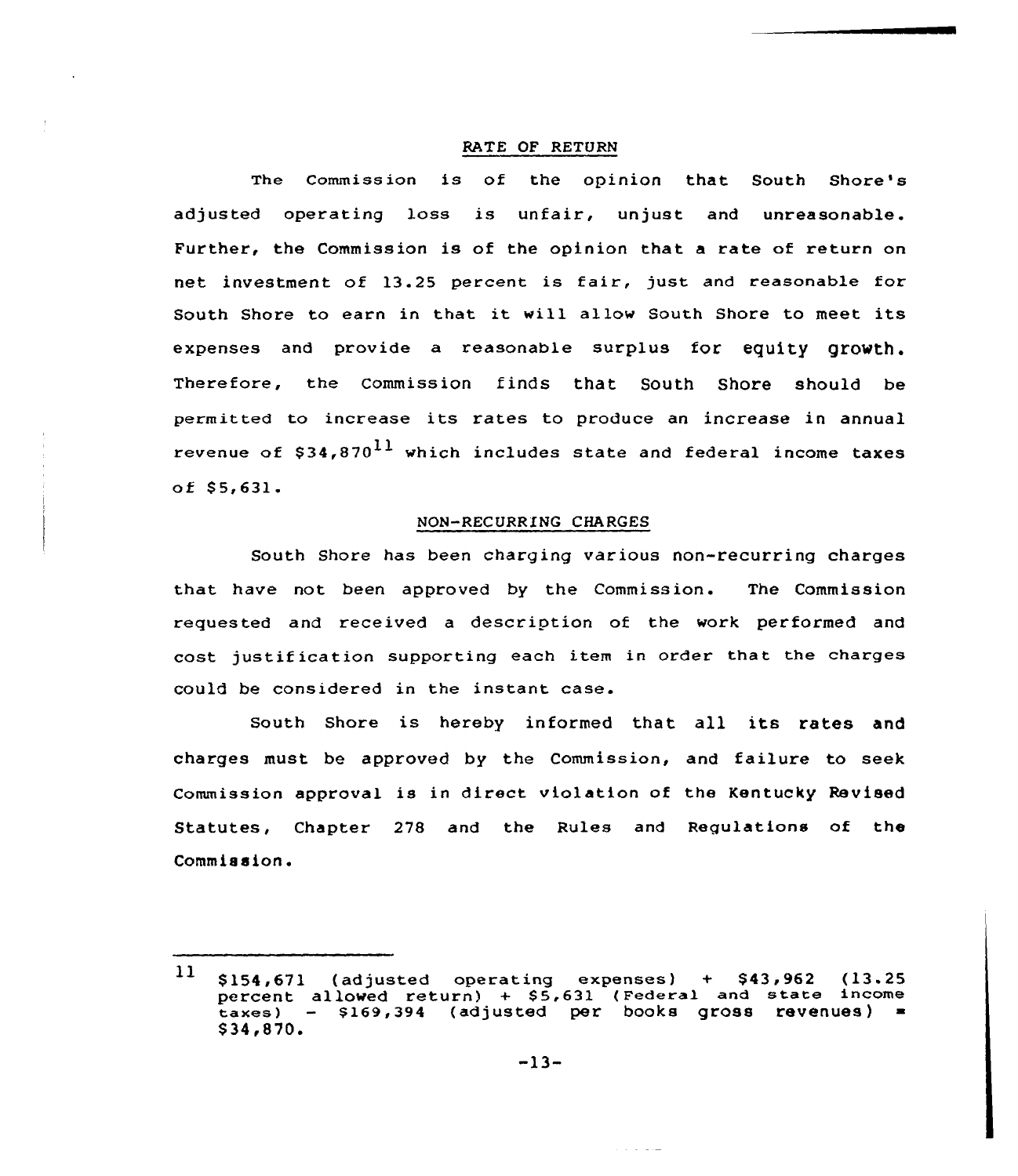## RATE OF RETURN

The Commission is of the opinion that South Shore's adjusted operating loss is unfair, unjust and unreasonable. Further, the Commission is of the opinion that a rate of return on net investment of 13.25 percent is fair, just and reasonable for South Shore to earn in that it will allow South Shore to meet its expenses and provide a reasonable surplus for equity growth. Therefore, the Commission finds that South Shore should be permitted to increase its rates to produce an increase in annual revenue of $34,870[11] which includes state and federal income taxes of $5,631.

## NON-RECURRING CHARGES

South Shore has been charging various non-recurring charges that have not been approved by the Commission. The Commission requested and received a description of the work performed and cost justification supporting each item in order that the charges could be considered in the instant case.

South Shore is hereby informed that all its rates and charges must be approved by the Commission, and failure to seek Commission approval is in direct violation of the Kentucky Revised Statutes, Chapter 278 and the Rules and Regulations of the Commission.

---

[11] $154,671 (adjusted operating expenses) + $43,962 (13.25 percent allowed return) + $5,631 (Federal and state income taxes) - $169,394 (adjusted per books gross revenues) = $34,870.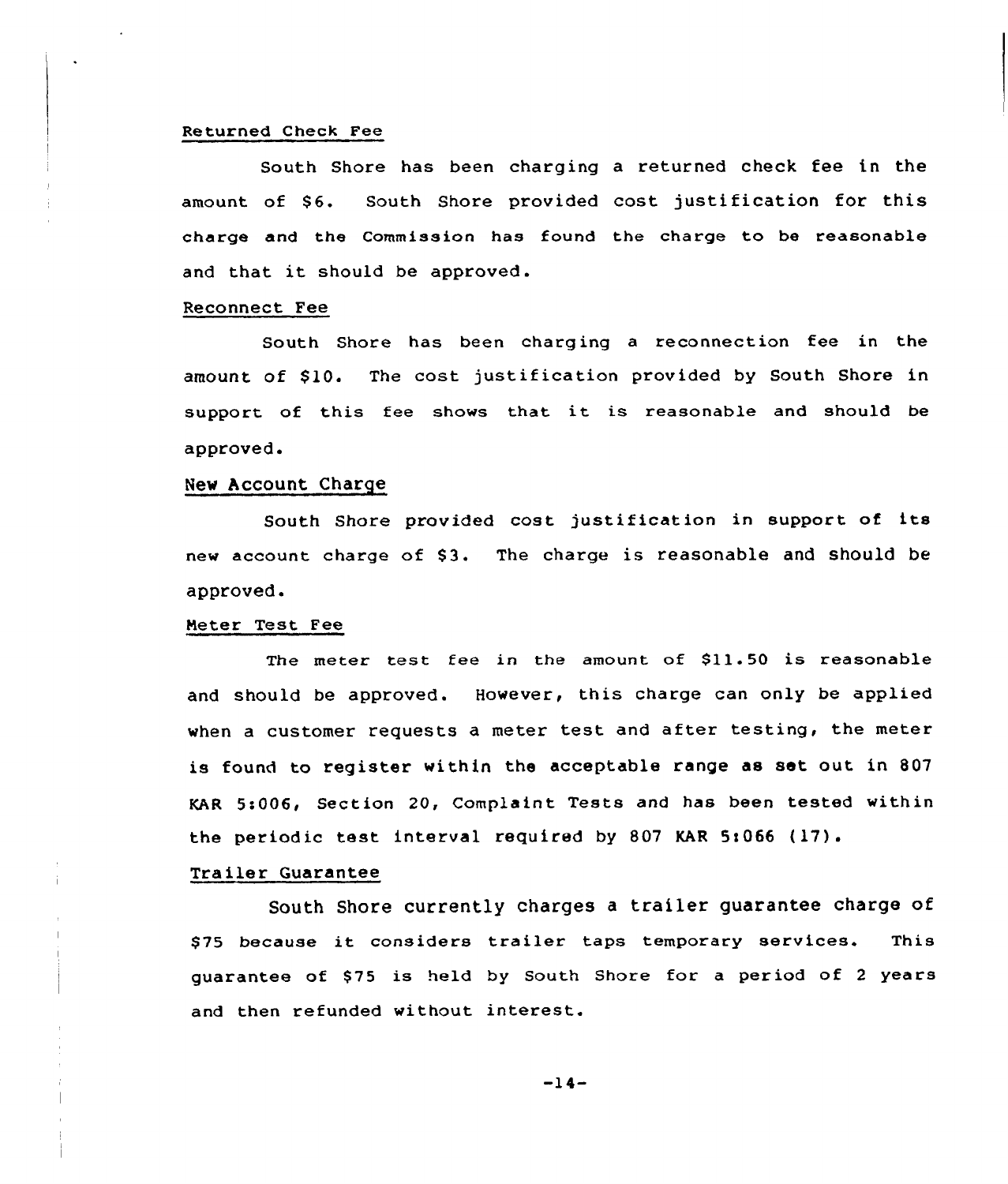Returned Check Fee

South Shore has been charging a returned check fee in the amount of $6. South Shore provided cost justification for this charge and the Commission has found the charge to be reasonable and that it should be approved.

Reconnect Fee

South Shore has been charging a reconnection fee in the amount of $10. The cost justification provided by South Shore in support of this fee shows that it is reasonable and should be approved.

New Account Charge

South Shore provided cost justification in support of its new account charge of $3. The charge is reasonable and should be approved.

Meter Test Fee

The meter test fee in the amount of $11.50 is reasonable and should be approved. However, this charge can only be applied when a customer requests a meter test and after testing, the meter is found to register within the acceptable range as set out in 807 KAR 5:006, Section 20, Complaint Tests and has been tested within the periodic test interval required by 807 KAR 5:066 (17).

Trailer Guarantee

South Shore currently charges a trailer guarantee charge of $75 because it considers trailer taps temporary services. This guarantee of $75 is held by South Shore for a period of 2 years and then refunded without interest.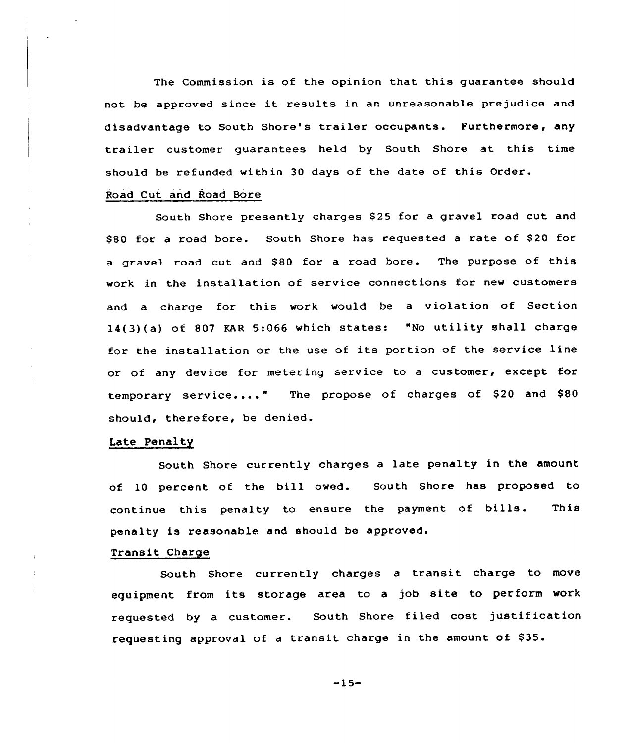The Commission is of the opinion that this guarantee should not be approved since it results in an unreasonable prejudice and disadvantage to South Shore's trailer occupants. Furthermore, any trailer customer guarantees held by South Shore at this time should be refunded within 30 days of the date of this Order.

Road Cut and Road Bore

South Shore presently charges $25 for a gravel road cut and $80 for a road bore. South Shore has requested a rate of $20 for a gravel road cut and $80 for a road bore. The purpose of this work in the installation of service connections for new customers and a charge for this work would be a violation of Section 14(3)(a) of 807 KAR 5:066 which states: "No utility shall charge for the installation or the use of its portion of the service line or of any device for metering service to a customer, except for temporary service...." The propose of charges of $20 and $80 should, therefore, be denied.

Late Penalty

South Shore currently charges a late penalty in the amount of 10 percent of the bill owed. South Shore has proposed to continue this penalty to ensure the payment of bills. This penalty is reasonable and should be approved.

Transit Charge

South Shore currently charges a transit charge to move equipment from its storage area to a job site to perform work requested by a customer. South Shore filed cost justification requesting approval of a transit charge in the amount of $35.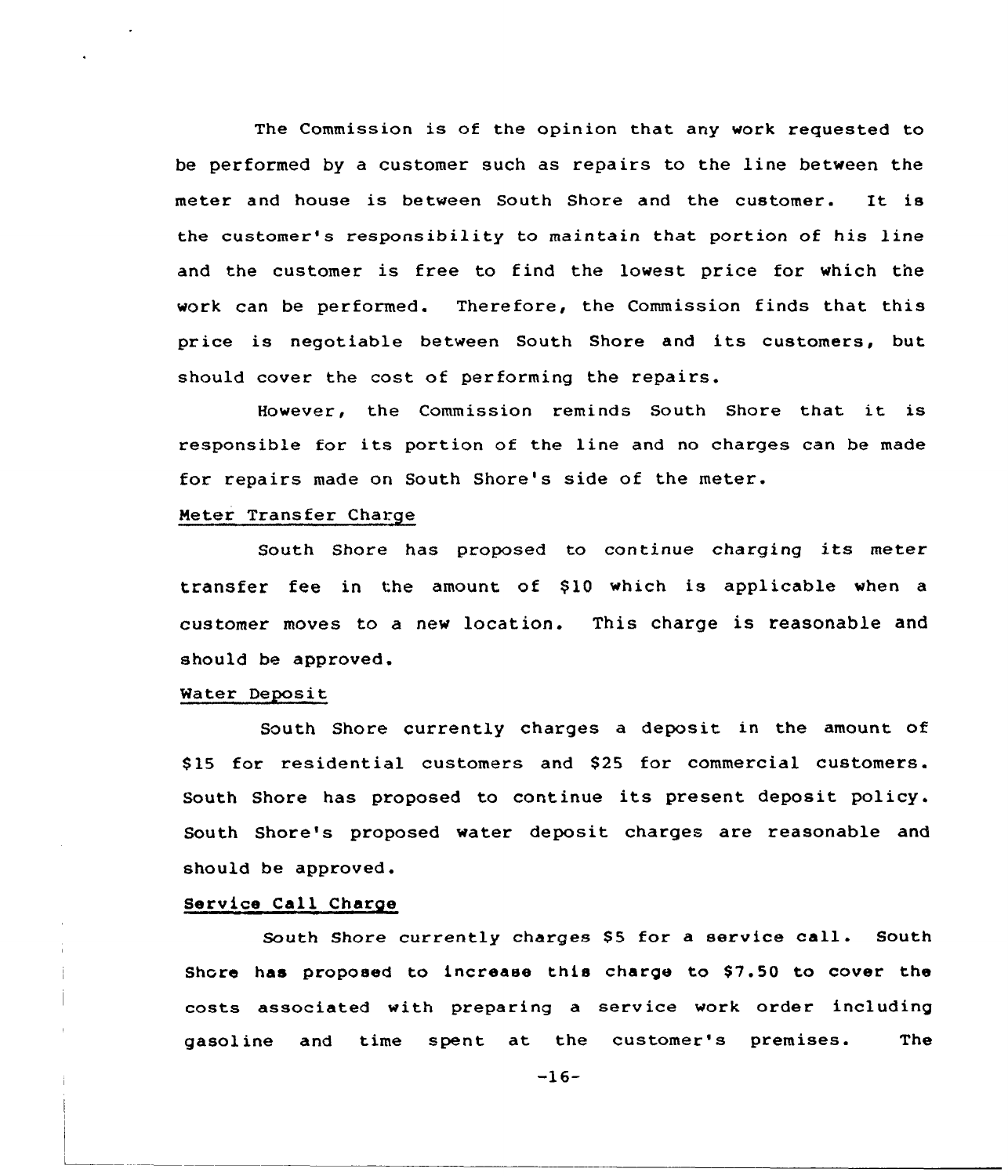The Commission is of the opinion that any work requested to be performed by a customer such as repairs to the line between the meter and house is between South Shore and the customer. It is the customer's responsibility to maintain that portion of his line and the customer is free to find the lowest price for which the work can be performed. Therefore, the Commission finds that this price is negotiable between South Shore and its customers, but should cover the cost of performing the repairs.

However, the Commission reminds South Shore that it is responsible for its portion of the line and no charges can be made for repairs made on South Shore's side of the meter.

Meter Transfer Charge

South Shore has proposed to continue charging its meter transfer fee in the amount of $10 which is applicable when a customer moves to a new location. This charge is reasonable and should be approved.

Water Deposit

South Shore currently charges a deposit in the amount of $15 for residential customers and $25 for commercial customers. South Shore has proposed to continue its present deposit policy. South Shore's proposed water deposit charges are reasonable and should be approved.

Service Call Charge

South Shore currently charges $5 for a service call. South Shore has proposed to increase this charge to $7.50 to cover the costs associated with preparing a service work order including gasoline and time spent at the customer's premises. The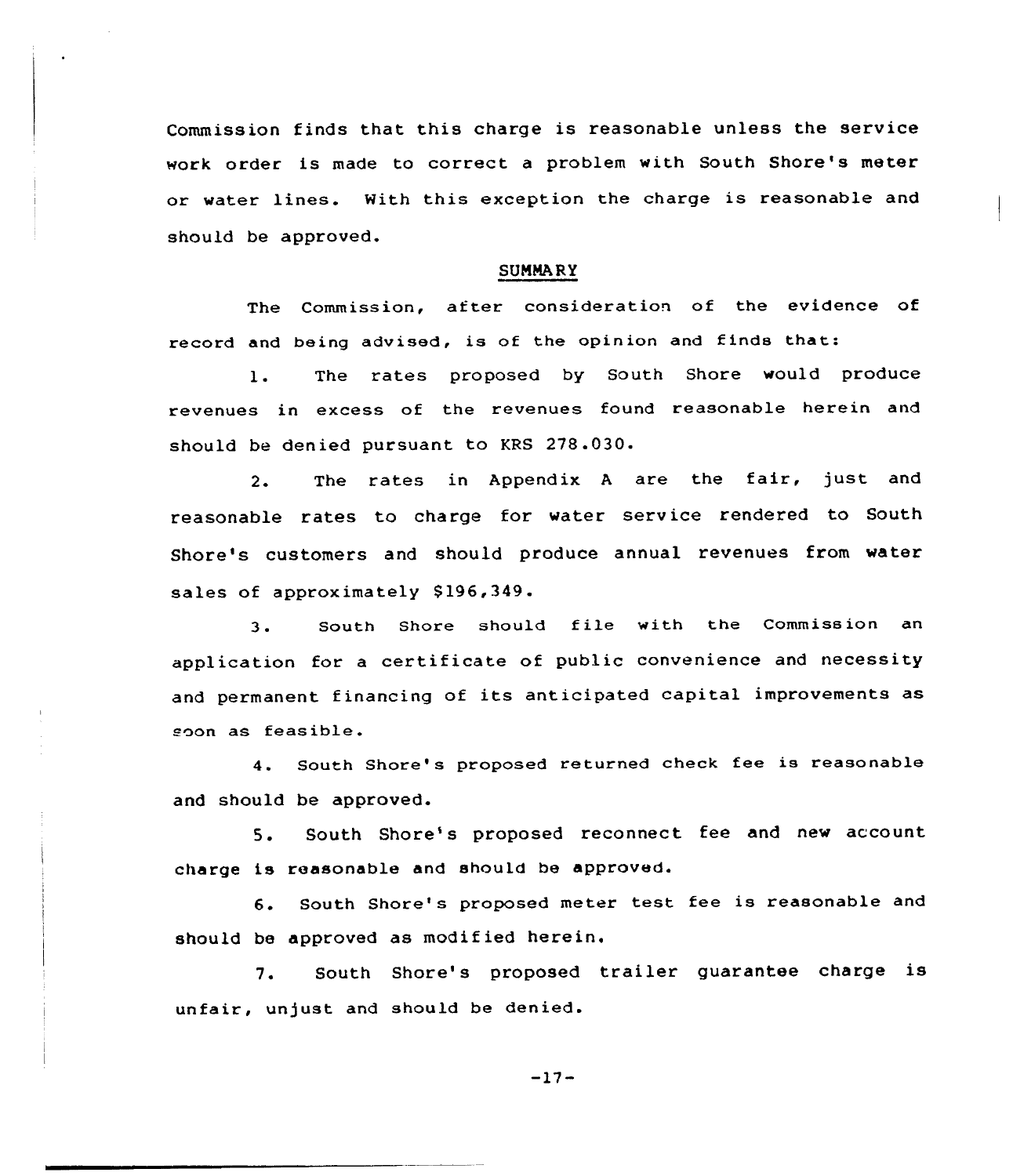Commission finds that this charge is reasonable unless the service work order is made to correct a problem with South Shore's meter or water lines. With this exception the charge is reasonable and should be approved.

## SUMMARY

The Commission, after consideration of the evidence of record and being advised, is of the opinion and finds that:

1. The rates proposed by South Shore would produce revenues in excess of the revenues found reasonable herein and should be denied pursuant to KRS 278.030.

2. The rates in Appendix A are the fair, just and reasonable rates to charge for water service rendered to South Shore's customers and should produce annual revenues from water sales of approximately $196,349.

3. South Shore should file with the Commission an application for a certificate of public convenience and necessity and permanent financing of its anticipated capital improvements as soon as feasible.

4. South Shore's proposed returned check fee is reasonable and should be approved.

5. South Shore's proposed reconnect fee and new account charge is reasonable and should be approved.

6. South Shore's proposed meter test fee is reasonable and should be approved as modified herein.

7. South Shore's proposed trailer guarantee charge is unfair, unjust and should be denied.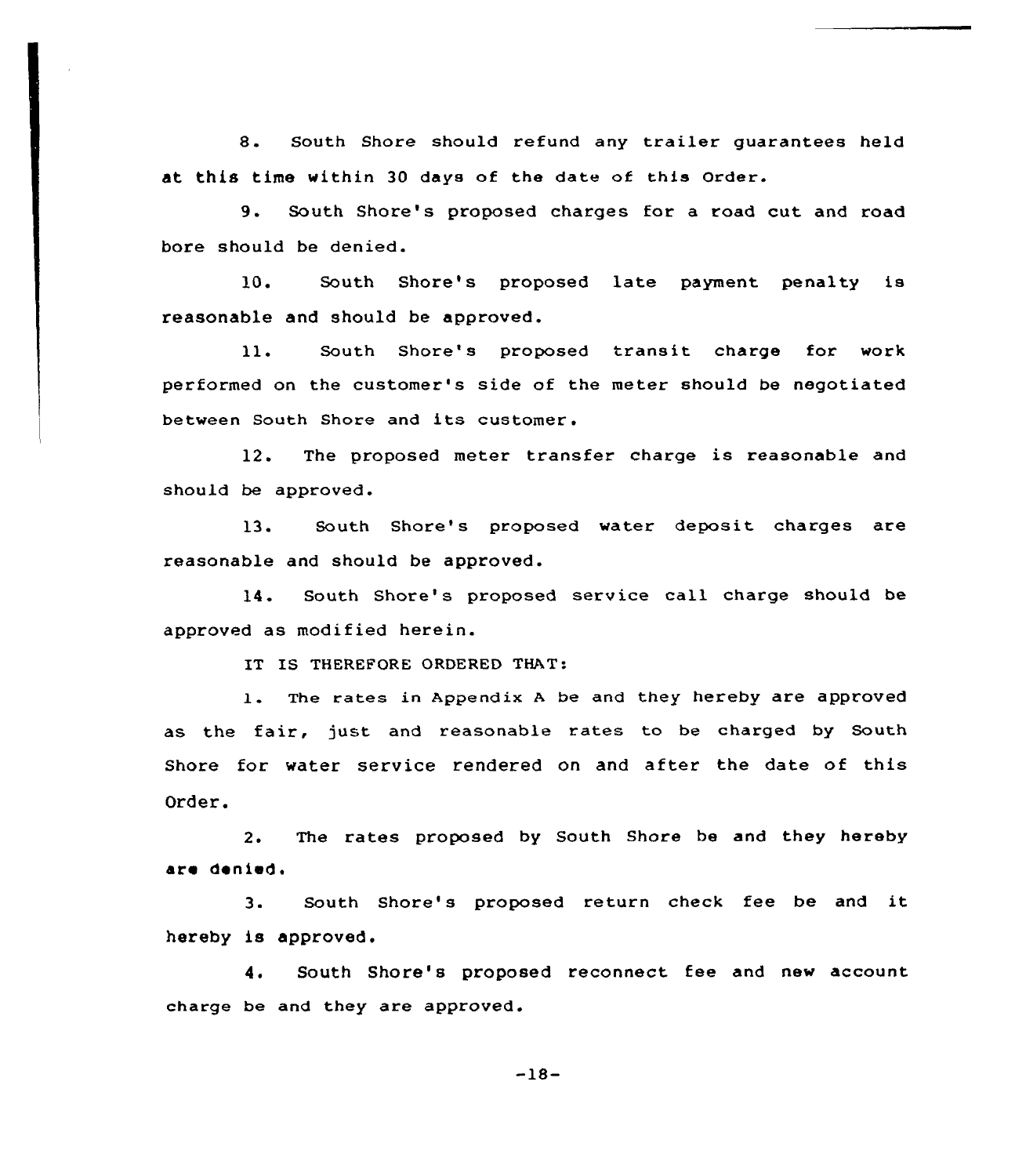8. South Shore should refund any trailer guarantees held at this time within 30 days of the date of this Order.

9. South Shore's proposed charges for a road cut and road bore should be denied.

10. South Shore's proposed late payment penalty is reasonable and should be approved.

11. South Shore's proposed transit charge for work performed on the customer's side of the meter should be negotiated between South Shore and its customer.

12. The proposed meter transfer charge is reasonable and should be approved.

13. South Shore's proposed water deposit charges are reasonable and should be approved.

14. South Shore's proposed service call charge should be approved as modified herein.

IT IS THEREFORE ORDERED THAT:

1. The rates in Appendix A be and they hereby are approved as the fair, just and reasonable rates to be charged by South Shore for water service rendered on and after the date of this Order.

2. The rates proposed by South Shore be and they hereby are denied.

3. South Shore's proposed return check fee be and it hereby is approved.

4. South Shore's proposed reconnect fee and new account charge be and they are approved.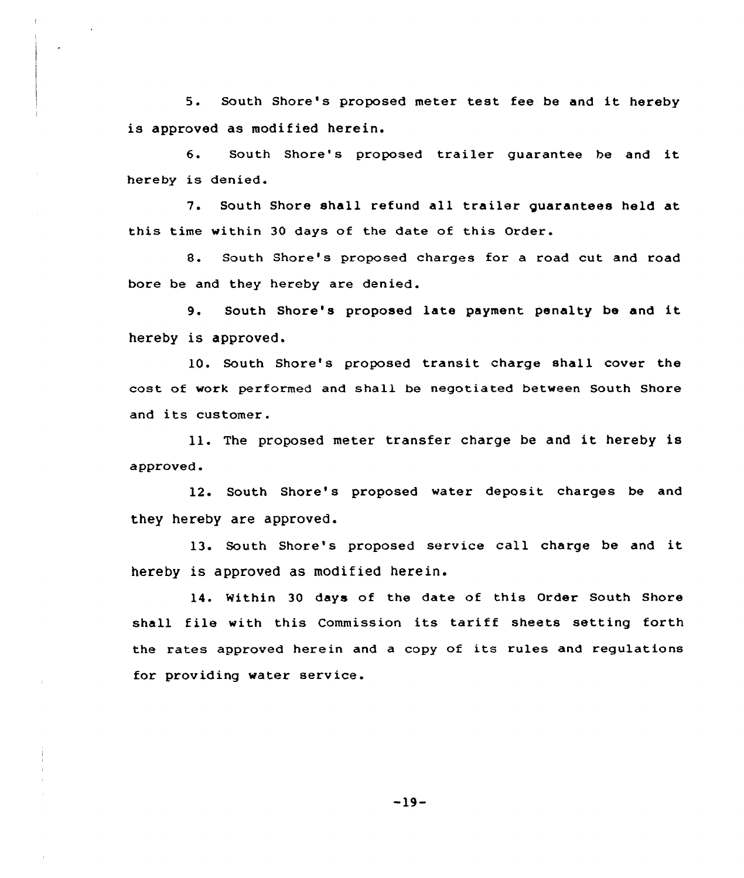5. South Shore's proposed meter test fee be and it hereby is approved as modified herein.

6. South Shore's proposed trailer guarantee be and it hereby is denied.

7. South Shore shall refund all trailer guarantees held at this time within 30 days of the date of this Order.

8. South Shore's proposed charges for a road cut and road bore be and they hereby are denied.

9. South Shore's proposed late payment penalty be and it hereby is approved.

10. South Shore's proposed transit charge shall cover the cost of work performed and shall be negotiated between South Shore and its customer.

11. The proposed meter transfer charge be and it hereby is approved.

12. South Shore's proposed water deposit charges be and they hereby are approved.

13. South Shore's proposed service call charge be and it hereby is approved as modified herein.

14. Within 30 days of the date of this Order South Shore shall file with this Commission its tariff sheets setting forth the rates approved herein and a copy of its rules and regulations for providing water service.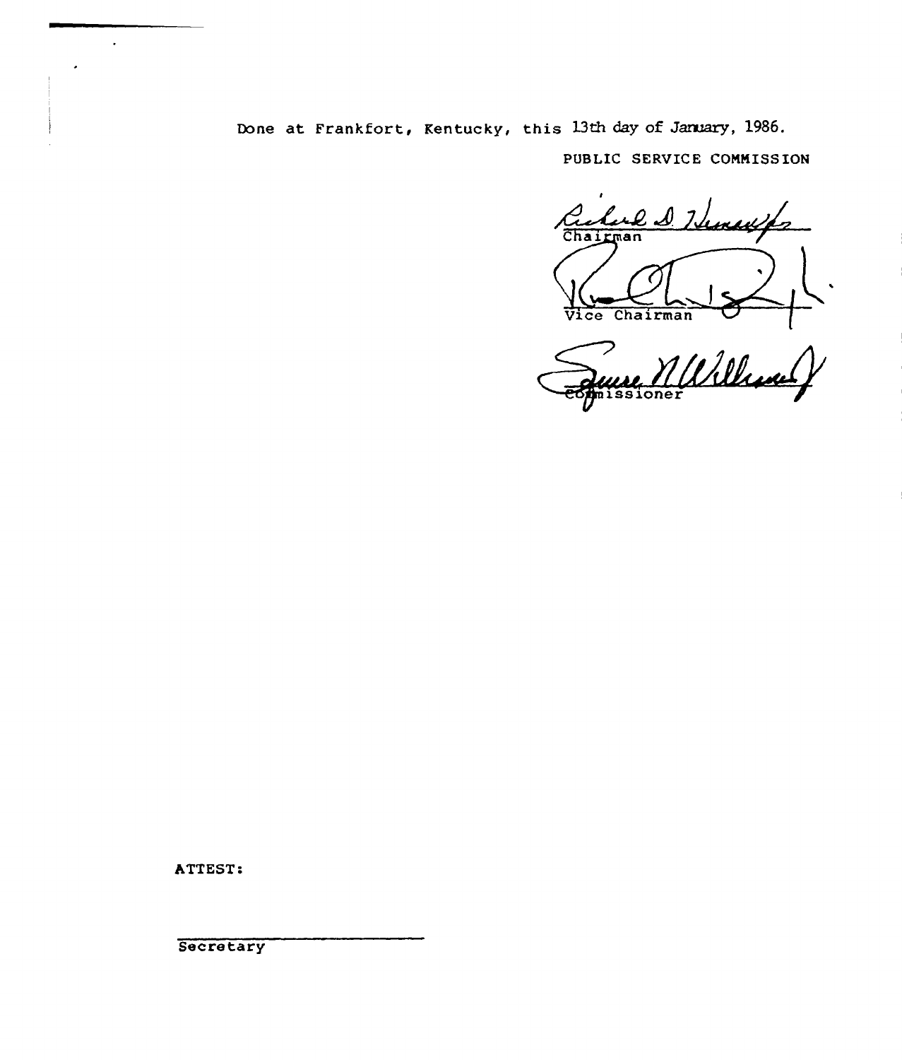Done at Frankfort, Kentucky, this 13th day of January, 1986.

PUBLIC SERVICE COMMISSION

Chairman

Vice Chairman

Commissioner

ATTEST:

Secretary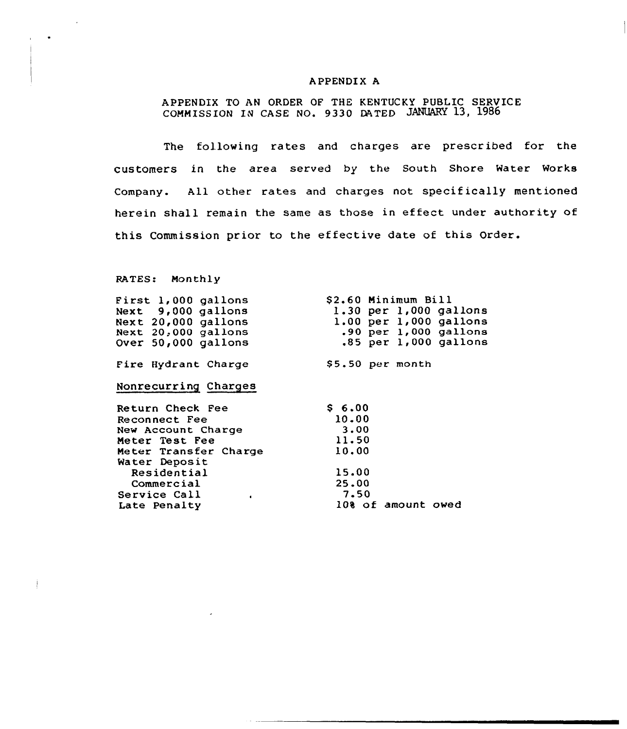# APPENDIX A

APPENDIX TO AN ORDER OF THE KENTUCKY PUBLIC SERVICE COMMISSION IN CASE NO. 9330 DATED JANUARY 13, 1986

The following rates and charges are prescribed for the customers in the area served by the South Shore Water Works Company. All other rates and charges not specifically mentioned herein shall remain the same as those in effect under authority of this Commission prior to the effective date of this Order.

RATES: Monthly

| | |
|---|---|
| First 1,000 gallons | $2.60 Minimum Bill |
| Next 9,000 gallons | 1.30 per 1,000 gallons |
| Next 20,000 gallons | 1.00 per 1,000 gallons |
| Next 20,000 gallons | .90 per 1,000 gallons |
| Over 50,000 gallons | .85 per 1,000 gallons |
| Fire Hydrant Charge | $5.50 per month |

Nonrecurring Charges

| | |
|---|---|
| Return Check Fee | $ 6.00 |
| Reconnect Fee | 10.00 |
| New Account Charge | 3.00 |
| Meter Test Fee | 11.50 |
| Meter Transfer Charge | 10.00 |
| Water Deposit | |
| Residential | 15.00 |
| Commercial | 25.00 |
| Service Call | 7.50 |
| Late Penalty | 10% of amount owed |